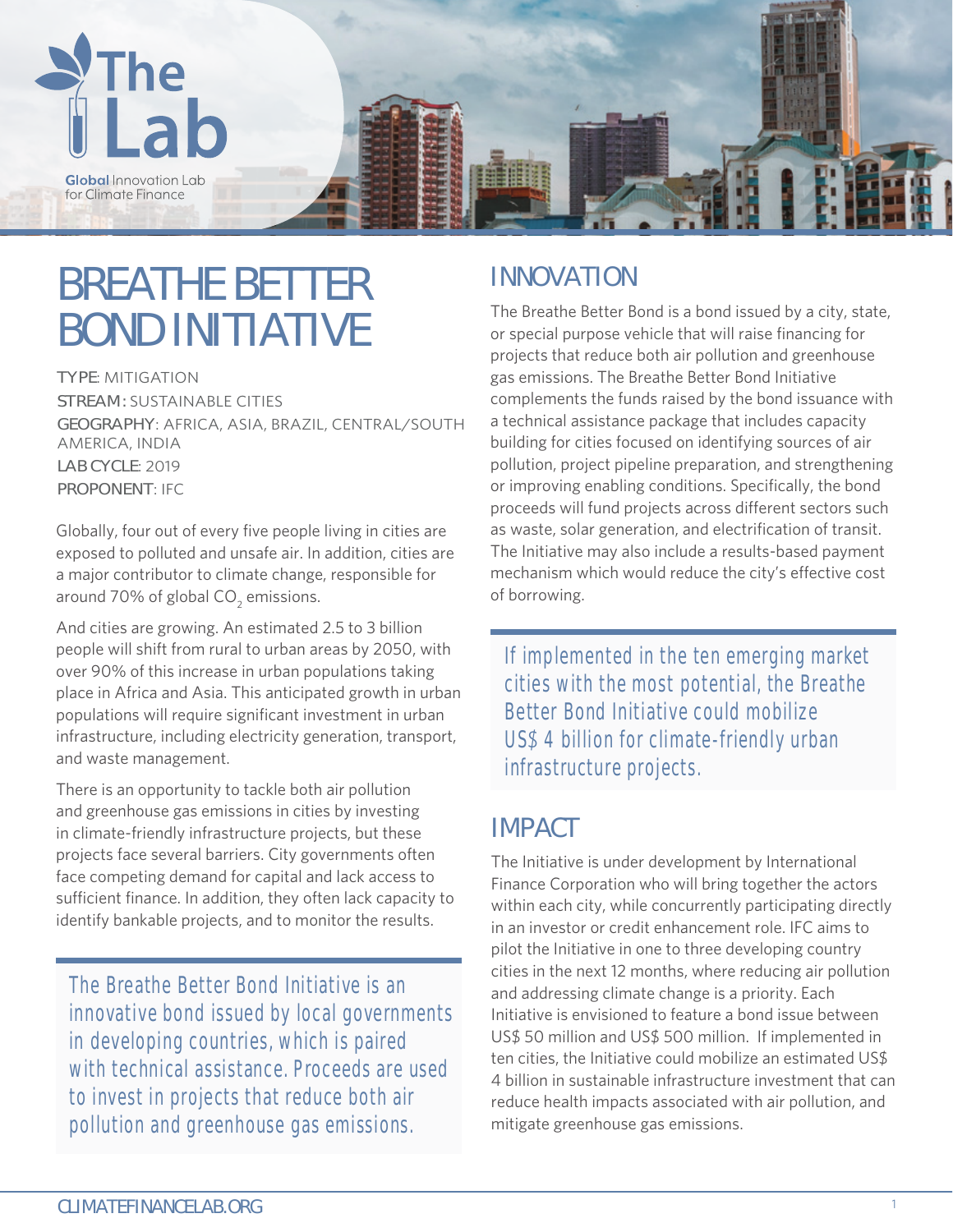# BREATHE BETTER BOND INITIATIVE

**TYPE**: MITIGATION
**STREAM:** SUSTAINABLE CITIES
**GEOGRAPHY**: AFRICA, ASIA, BRAZIL, CENTRAL/SOUTH AMERICA, INDIA
**LAB CYCLE**: 2019
**PROPONENT**: IFC

Globally, four out of every five people living in cities are exposed to polluted and unsafe air. In addition, cities are a major contributor to climate change, responsible for around 70% of global $CO_2$ emissions.

And cities are growing. An estimated 2.5 to 3 billion people will shift from rural to urban areas by 2050, with over 90% of this increase in urban populations taking place in Africa and Asia. This anticipated growth in urban populations will require significant investment in urban infrastructure, including electricity generation, transport, and waste management.

There is an opportunity to tackle both air pollution and greenhouse gas emissions in cities by investing in climate-friendly infrastructure projects, but these projects face several barriers. City governments often face competing demand for capital and lack access to sufficient finance. In addition, they often lack capacity to identify bankable projects, and to monitor the results.

> The Breathe Better Bond Initiative is an innovative bond issued by local governments in developing countries, which is paired with technical assistance. Proceeds are used to invest in projects that reduce both air pollution and greenhouse gas emissions.

## INNOVATION

The Breathe Better Bond is a bond issued by a city, state, or special purpose vehicle that will raise financing for projects that reduce both air pollution and greenhouse gas emissions. The Breathe Better Bond Initiative complements the funds raised by the bond issuance with a technical assistance package that includes capacity building for cities focused on identifying sources of air pollution, project pipeline preparation, and strengthening or improving enabling conditions. Specifically, the bond proceeds will fund projects across different sectors such as waste, solar generation, and electrification of transit. The Initiative may also include a results-based payment mechanism which would reduce the city's effective cost of borrowing.

> If implemented in the ten emerging market cities with the most potential, the Breathe Better Bond Initiative could mobilize US$ 4 billion for climate-friendly urban infrastructure projects.

## IMPACT

The Initiative is under development by International Finance Corporation who will bring together the actors within each city, while concurrently participating directly in an investor or credit enhancement role. IFC aims to pilot the Initiative in one to three developing country cities in the next 12 months, where reducing air pollution and addressing climate change is a priority. Each Initiative is envisioned to feature a bond issue between US$ 50 million and US$ 500 million. If implemented in ten cities, the Initiative could mobilize an estimated US$ 4 billion in sustainable infrastructure investment that can reduce health impacts associated with air pollution, and mitigate greenhouse gas emissions.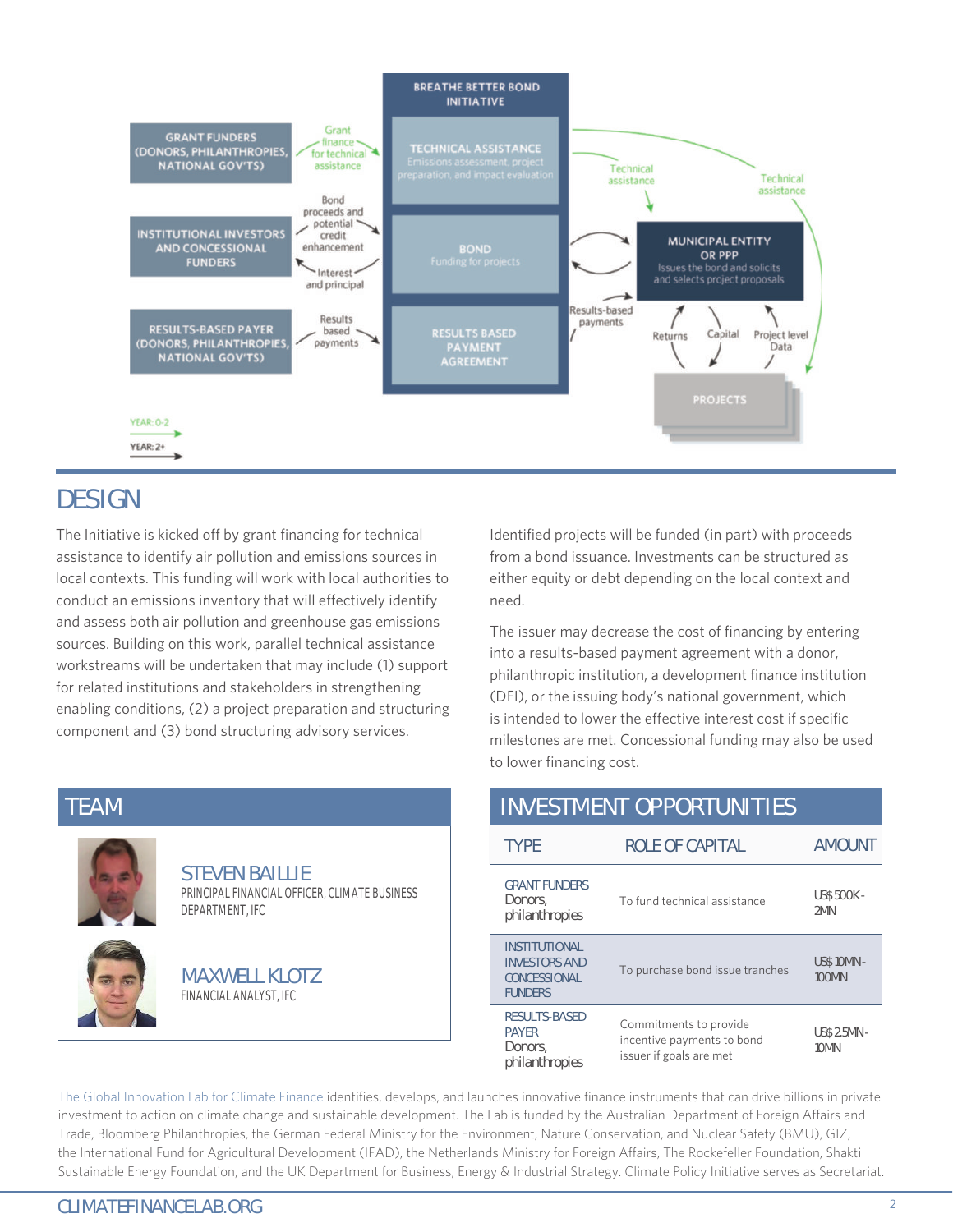BREATHE BETTER BOND INITIATIVE

GRANT FUNDERS (DONORS, PHILANTHROPIES, NATIONAL GOV'TS)

Grant finance for technical assistance

TECHNICAL ASSISTANCE
Emissions assessment, project preparation, and impact evaluation

Technical assistance

Technical assistance

INSTITUTIONAL INVESTORS AND CONCESSIONAL FUNDERS

Bond proceeds and potential credit enhancement

Interest and principal

BOND
Funding for projects

MUNICIPAL ENTITY OR PPP
Issues the bond and solicits project proposals

RESULTS-BASED PAYER (DONORS, PHILANTHROPIES, NATIONAL GOV'TS)

Results based payments

RESULTS BASED PAYMENT AGREEMENT

Results-based payments

Returns

Capital

Project level Data

PROJECTS

YEAR: 0-2

YEAR: 2+

## DESIGN

The Initiative is kicked off by grant financing for technical assistance to identify air pollution and emissions sources in local contexts. This funding will work with local authorities to conduct an emissions inventory that will effectively identify and assess both air pollution and greenhouse gas emissions sources. Building on this work, parallel technical assistance workstreams will be undertaken that may include (1) support for related institutions and stakeholders in strengthening enabling conditions, (2) a project preparation and structuring component and (3) bond structuring advisory services.

Identified projects will be funded (in part) with proceeds from a bond issuance. Investments can be structured as either equity or debt depending on the local context and need.

The issuer may decrease the cost of financing by entering into a results-based payment agreement with a donor, philanthropic institution, a development finance institution (DFI), or the issuing body's national government, which is intended to lower the effective interest cost if specific milestones are met. Concessional funding may also be used to lower financing cost.

## TEAM

**STEVEN BAILLIE**
PRINCIPAL FINANCIAL OFFICER, CLIMATE BUSINESS DEPARTMENT, IFC

**MAXWELL KLOTZ**
FINANCIAL ANALYST, IFC

## INVESTMENT OPPORTUNITIES

| TYPE | ROLE OF CAPITAL | AMOUNT |
|---|---|---|
| GRANT FUNDERS Donors, philanthropies | To fund technical assistance | US$ 500K-2MN |
| INSTITUTIONAL INVESTORS AND CONCESSIONAL FUNDERS | To purchase bond issue tranches | US$ 10MN-100MN |
| RESULTS-BASED PAYER Donors, philanthropies | Commitments to provide incentive payments to bond issuer if goals are met | US$ 2.5MN-10MN |

The Global Innovation Lab for Climate Finance identifies, develops, and launches innovative finance instruments that can drive billions in private investment to action on climate change and sustainable development. The Lab is funded by the Australian Department of Foreign Affairs and Trade, Bloomberg Philanthropies, the German Federal Ministry for the Environment, Nature Conservation, and Nuclear Safety (BMU), GIZ, the International Fund for Agricultural Development (IFAD), the Netherlands Ministry for Foreign Affairs, The Rockefeller Foundation, Shakti Sustainable Energy Foundation, and the UK Department for Business, Energy & Industrial Strategy. Climate Policy Initiative serves as Secretariat.

CLIMATEFINANCELAB.ORG